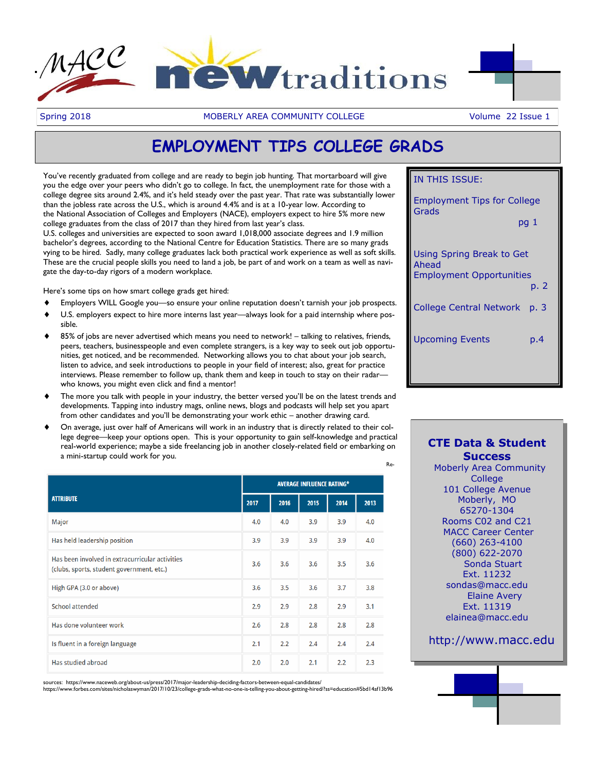# MACC newtraditions

Spring 2018 | MOBERLY AREA COMMUNITY COLLEGE | Volume 22 Issue 1

## EMPLOYMENT TIPS COLLEGE GRADS

You've recently graduated from college and are ready to begin job hunting. That mortarboard will give you the edge over your peers who didn't go to college. In fact, the unemployment rate for those with a college degree sits around 2.4%, and it's held steady over the past year. That rate was substantially lower than the jobless rate across the U.S., which is around 4.4% and is at a 10-year low. According to the National Association of Colleges and Employers (NACE), employers expect to hire 5% more new college graduates from the class of 2017 than they hired from last year's class.
U.S. colleges and universities are expected to soon award 1,018,000 associate degrees and 1.9 million bachelor's degrees, according to the National Centre for Education Statistics. There are so many grads vying to be hired. Sadly, many college graduates lack both practical work experience as well as soft skills. These are the crucial people skills you need to land a job, be part of and work on a team as well as navigate the day-to-day rigors of a modern workplace.

Here's some tips on how smart college grads get hired:

- Employers WILL Google you—so ensure your online reputation doesn't tarnish your job prospects.
- U.S. employers expect to hire more interns last year—always look for a paid internship where possible.
- 85% of jobs are never advertised which means you need to network! – talking to relatives, friends, peers, teachers, businesspeople and even complete strangers, is a key way to seek out job opportunities, get noticed, and be recommended. Networking allows you to chat about your job search, listen to advice, and seek introductions to people in your field of interest; also, great for practice interviews. Please remember to follow up, thank them and keep in touch to stay on their radar—who knows, you might even click and find a mentor!
- The more you talk with people in your industry, the better versed you'll be on the latest trends and developments. Tapping into industry mags, online news, blogs and podcasts will help set you apart from other candidates and you'll be demonstrating your work ethic – another drawing card.
- On average, just over half of Americans will work in an industry that is directly related to their college degree—keep your options open. This is your opportunity to gain self-knowledge and practical real-world experience; maybe a side freelancing job in another closely-related field or embarking on a mini-startup could work for you.

Re-

| ATTRIBUTE | AVERAGE INFLUENCE RATING* | | | | |
|---|---|---|---|---|---|
| | 2017 | 2016 | 2015 | 2014 | 2013 |
| Major | 4.0 | 4.0 | 3.9 | 3.9 | 4.0 |
| Has held leadership position | 3.9 | 3.9 | 3.9 | 3.9 | 4.0 |
| Has been involved in extracurricular activities (clubs, sports, student government, etc.) | 3.6 | 3.6 | 3.6 | 3.5 | 3.6 |
| High GPA (3.0 or above) | 3.6 | 3.5 | 3.6 | 3.7 | 3.8 |
| School attended | 2.9 | 2.9 | 2.8 | 2.9 | 3.1 |
| Has done volunteer work | 2.6 | 2.8 | 2.8 | 2.8 | 2.8 |
| Is fluent in a foreign language | 2.1 | 2.2 | 2.4 | 2.4 | 2.4 |
| Has studied abroad | 2.0 | 2.0 | 2.1 | 2.2 | 2.3 |

sources: https://www.naceweb.org/about-us/press/2017/major-leadership-deciding-factors-between-equal-candidates/
https://www.forbes.com/sites/nicholaswyman/2017/10/23/college-grads-what-no-one-is-telling-you-about-getting-hired/?ss=education#5bd14af13b96

**IN THIS ISSUE:**

- Employment Tips for College Grads — pg 1
- Using Spring Break to Get Ahead Employment Opportunities — p. 2
- College Central Network — p. 3
- Upcoming Events — p.4

**CTE Data & Student Success**
Moberly Area Community College
101 College Avenue
Moberly, MO
65270-1304
Rooms C02 and C21
MACC Career Center
(660) 263-4100
(800) 622-2070
Sonda Stuart
Ext. 11232
sondas@macc.edu
Elaine Avery
Ext. 11319
elainea@macc.edu

http://www.macc.edu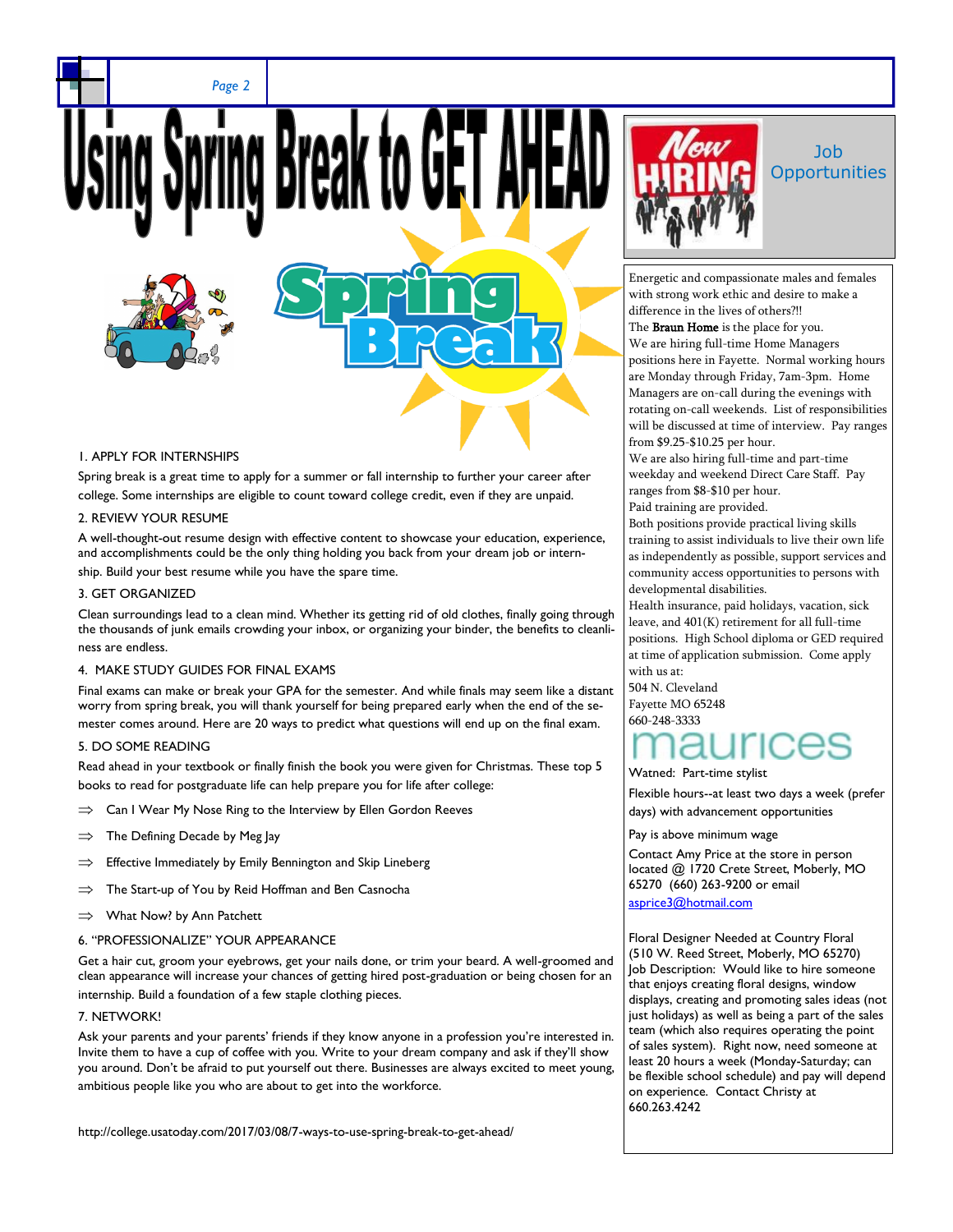# Using Spring Break to GET AHEAD

1. APPLY FOR INTERNSHIPS

Spring break is a great time to apply for a summer or fall internship to further your career after college. Some internships are eligible to count toward college credit, even if they are unpaid.

2. REVIEW YOUR RESUME

A well-thought-out resume design with effective content to showcase your education, experience, and accomplishments could be the only thing holding you back from your dream job or internship. Build your best resume while you have the spare time.

3. GET ORGANIZED

Clean surroundings lead to a clean mind. Whether its getting rid of old clothes, finally going through the thousands of junk emails crowding your inbox, or organizing your binder, the benefits to cleanliness are endless.

4. MAKE STUDY GUIDES FOR FINAL EXAMS

Final exams can make or break your GPA for the semester. And while finals may seem like a distant worry from spring break, you will thank yourself for being prepared early when the end of the semester comes around. Here are 20 ways to predict what questions will end up on the final exam.

5. DO SOME READING

Read ahead in your textbook or finally finish the book you were given for Christmas. These top 5 books to read for postgraduate life can help prepare you for life after college:

- Can I Wear My Nose Ring to the Interview by Ellen Gordon Reeves
- The Defining Decade by Meg Jay
- Effective Immediately by Emily Bennington and Skip Lineberg
- The Start-up of You by Reid Hoffman and Ben Casnocha
- What Now? by Ann Patchett

6. "PROFESSIONALIZE" YOUR APPEARANCE

Get a hair cut, groom your eyebrows, get your nails done, or trim your beard. A well-groomed and clean appearance will increase your chances of getting hired post-graduation or being chosen for an internship. Build a foundation of a few staple clothing pieces.

7. NETWORK!

Ask your parents and your parents' friends if they know anyone in a profession you're interested in. Invite them to have a cup of coffee with you. Write to your dream company and ask if they'll show you around. Don't be afraid to put yourself out there. Businesses are always excited to meet young, ambitious people like you who are about to get into the workforce.

http://college.usatoday.com/2017/03/08/7-ways-to-use-spring-break-to-get-ahead/

## Job Opportunities

Energetic and compassionate males and females with strong work ethic and desire to make a difference in the lives of others?!!
The **Braun Home** is the place for you.
We are hiring full-time Home Managers positions here in Fayette. Normal working hours are Monday through Friday, 7am-3pm. Home Managers are on-call during the evenings with rotating on-call weekends. List of responsibilities will be discussed at time of interview. Pay ranges from $9.25-$10.25 per hour.
We are also hiring full-time and part-time weekday and weekend Direct Care Staff. Pay ranges from $8-$10 per hour.
Paid training are provided.
Both positions provide practical living skills training to assist individuals to live their own life as independently as possible, support services and community access opportunities to persons with developmental disabilities.
Health insurance, paid holidays, vacation, sick leave, and 401(K) retirement for all full-time positions. High School diploma or GED required at time of application submission. Come apply with us at:
504 N. Cleveland
Fayette MO 65248
660-248-3333

**maurices**

Watned: Part-time stylist

Flexible hours--at least two days a week (prefer days) with advancement opportunities

Pay is above minimum wage

Contact Amy Price at the store in person located @ 1720 Crete Street, Moberly, MO 65270 (660) 263-9200 or email asprice3@hotmail.com

Floral Designer Needed at Country Floral (510 W. Reed Street, Moberly, MO 65270)
Job Description: Would like to hire someone that enjoys creating floral designs, window displays, creating and promoting sales ideas (not just holidays) as well as being a part of the sales team (which also requires operating the point of sales system). Right now, need someone at least 20 hours a week (Monday-Saturday; can be flexible school schedule) and pay will depend on experience. Contact Christy at 660.263.4242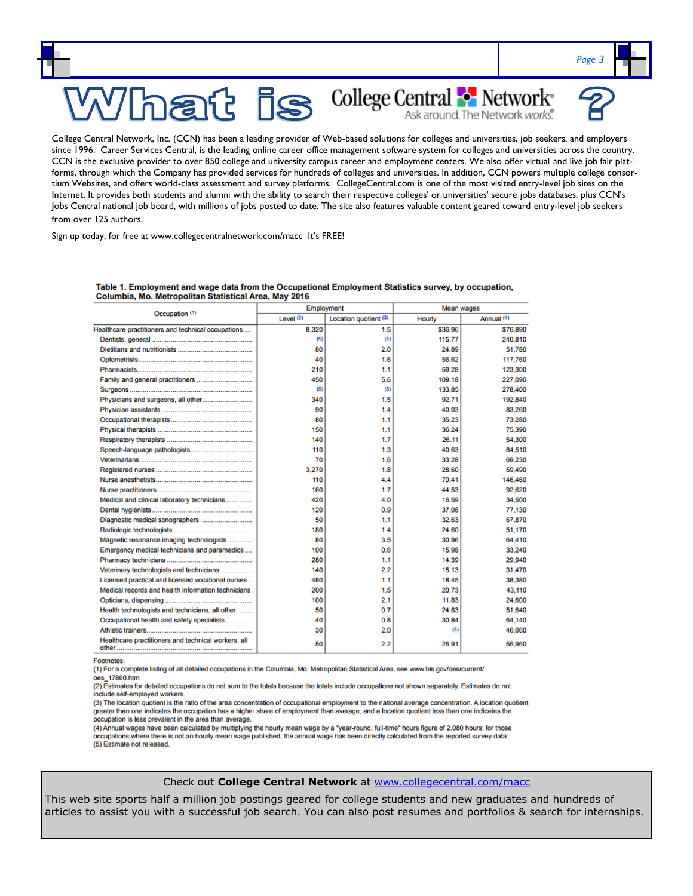# What is College Central Network?

College Central Network, Inc. (CCN) has been a leading provider of Web-based solutions for colleges and universities, job seekers, and employers since 1996. Career Services Central, is the leading online career office management software system for colleges and universities across the country. CCN is the exclusive provider to over 850 college and university campus career and employment centers. We also offer virtual and live job fair platforms, through which the Company has provided services for hundreds of colleges and universities. In addition, CCN powers multiple college consortium Websites, and offers world-class assessment and survey platforms. CollegeCentral.com is one of the most visited entry-level job sites on the Internet. It provides both students and alumni with the ability to search their respective colleges' or universities' secure jobs databases, plus CCN's Jobs Central national job board, with millions of jobs posted to date. The site also features valuable content geared toward entry-level job seekers from over 125 authors.

Sign up today, for free at www.collegecentralnetwork.com/macc It's FREE!

**Table 1. Employment and wage data from the Occupational Employment Statistics survey, by occupation, Columbia, Mo. Metropolitan Statistical Area, May 2016**

| Occupation (1) | Employment | | Mean wages | |
|---|---|---|---|---|
| | Level (2) | Location quotient (3) | Hourly | Annual (4) |
| Healthcare practitioners and technical occupations | 8,320 | 1.5 | $36.96 | $76,890 |
| Dentists, general | (5) | (5) | 115.77 | 240,810 |
| Dietitians and nutritionists | 80 | 2.0 | 24.89 | 51,780 |
| Optometrists | 40 | 1.6 | 56.62 | 117,760 |
| Pharmacists | 210 | 1.1 | 59.28 | 123,300 |
| Family and general practitioners | 450 | 5.6 | 109.18 | 227,090 |
| Surgeons | (5) | (5) | 133.85 | 278,400 |
| Physicians and surgeons, all other | 340 | 1.5 | 92.71 | 192,840 |
| Physician assistants | 90 | 1.4 | 40.03 | 83,260 |
| Occupational therapists | 80 | 1.1 | 35.23 | 73,280 |
| Physical therapists | 150 | 1.1 | 36.24 | 75,390 |
| Respiratory therapists | 140 | 1.7 | 26.11 | 54,300 |
| Speech-language pathologists | 110 | 1.3 | 40.63 | 84,510 |
| Veterinarians | 70 | 1.6 | 33.28 | 69,230 |
| Registered nurses | 3,270 | 1.8 | 28.60 | 59,490 |
| Nurse anesthetists | 110 | 4.4 | 70.41 | 146,460 |
| Nurse practitioners | 160 | 1.7 | 44.53 | 92,620 |
| Medical and clinical laboratory technicians | 420 | 4.0 | 16.59 | 34,500 |
| Dental hygienists | 120 | 0.9 | 37.08 | 77,130 |
| Diagnostic medical sonographers | 50 | 1.1 | 32.63 | 67,870 |
| Radiologic technologists | 180 | 1.4 | 24.60 | 51,170 |
| Magnetic resonance imaging technologists | 80 | 3.5 | 30.96 | 64,410 |
| Emergency medical technicians and paramedics | 100 | 0.6 | 15.98 | 33,240 |
| Pharmacy technicians | 280 | 1.1 | 14.39 | 29,940 |
| Veterinary technologists and technicians | 140 | 2.2 | 15.13 | 31,470 |
| Licensed practical and licensed vocational nurses | 480 | 1.1 | 18.45 | 38,380 |
| Medical records and health information technicians | 200 | 1.5 | 20.73 | 43,110 |
| Opticians, dispensing | 100 | 2.1 | 11.83 | 24,600 |
| Health technologists and technicians, all other | 50 | 0.7 | 24.83 | 51,640 |
| Occupational health and safety specialists | 40 | 0.8 | 30.84 | 64,140 |
| Athletic trainers | 30 | 2.0 | (5) | 46,060 |
| Healthcare practitioners and technical workers, all other | 50 | 2.2 | 26.91 | 55,960 |

Footnotes:
(1) For a complete listing of all detailed occupations in the Columbia, Mo. Metropolitan Statistical Area, see www.bls.gov/oes/current/oes_17860.htm
(2) Estimates for detailed occupations do not sum to the totals because the totals include occupations not shown separately. Estimates do not include self-employed workers.
(3) The location quotient is the ratio of the area concentration of occupational employment to the national average concentration. A location quotient greater than one indicates the occupation has a higher share of employment than average, and a location quotient less than one indicates the occupation is less prevalent in the area than average.
(4) Annual wages have been calculated by multiplying the hourly mean wage by a "year-round, full-time" hours figure of 2,080 hours; for those occupations where there is not an hourly mean wage published, the annual wage has been directly calculated from the reported survey data.
(5) Estimate not released.

Check out **College Central Network** at www.collegecentral.com/macc

This web site sports half a million job postings geared for college students and new graduates and hundreds of articles to assist you with a successful job search. You can also post resumes and portfolios & search for internships.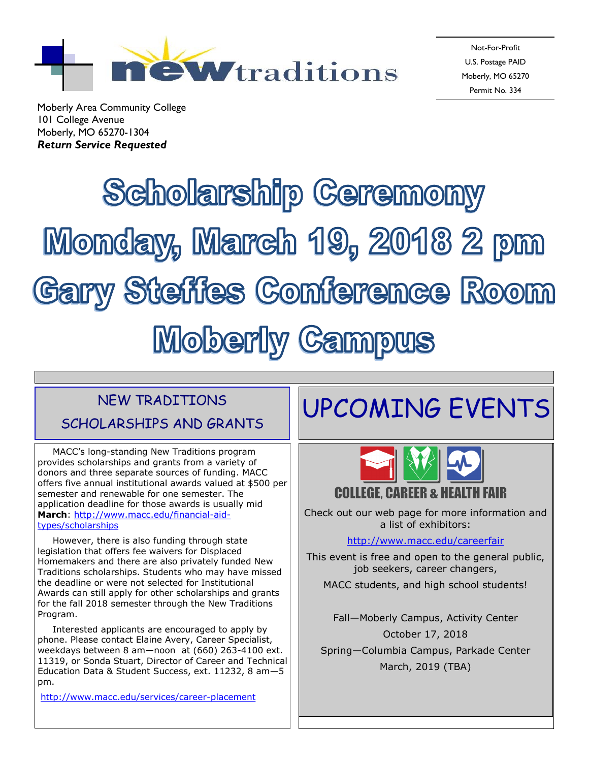**new traditions**

Not-For-Profit
U.S. Postage PAID
Moberly, MO 65270
Permit No. 334

Moberly Area Community College
101 College Avenue
Moberly, MO 65270-1304
***Return Service Requested***

# Scholarship Ceremony
# Monday, March 19, 2018 2 pm
# Gary Steffes Conference Room
# Moberly Campus

## NEW TRADITIONS SCHOLARSHIPS AND GRANTS

MACC's long-standing New Traditions program provides scholarships and grants from a variety of donors and three separate sources of funding. MACC offers five annual institutional awards valued at $500 per semester and renewable for one semester. The application deadline for those awards is usually mid **March**: http://www.macc.edu/financial-aid-types/scholarships

However, there is also funding through state legislation that offers fee waivers for Displaced Homemakers and there are also privately funded New Traditions scholarships. Students who may have missed the deadline or were not selected for Institutional Awards can still apply for other scholarships and grants for the fall 2018 semester through the New Traditions Program.

Interested applicants are encouraged to apply by phone. Please contact Elaine Avery, Career Specialist, weekdays between 8 am—noon at (660) 263-4100 ext. 11319, or Sonda Stuart, Director of Career and Technical Education Data & Student Success, ext. 11232, 8 am—5 pm.

http://www.macc.edu/services/career-placement

## UPCOMING EVENTS

### COLLEGE, CAREER & HEALTH FAIR

Check out our web page for more information and a list of exhibitors:

http://www.macc.edu/careerfair

This event is free and open to the general public, job seekers, career changers, MACC students, and high school students!

Fall—Moberly Campus, Activity Center
October 17, 2018
Spring—Columbia Campus, Parkade Center
March, 2019 (TBA)